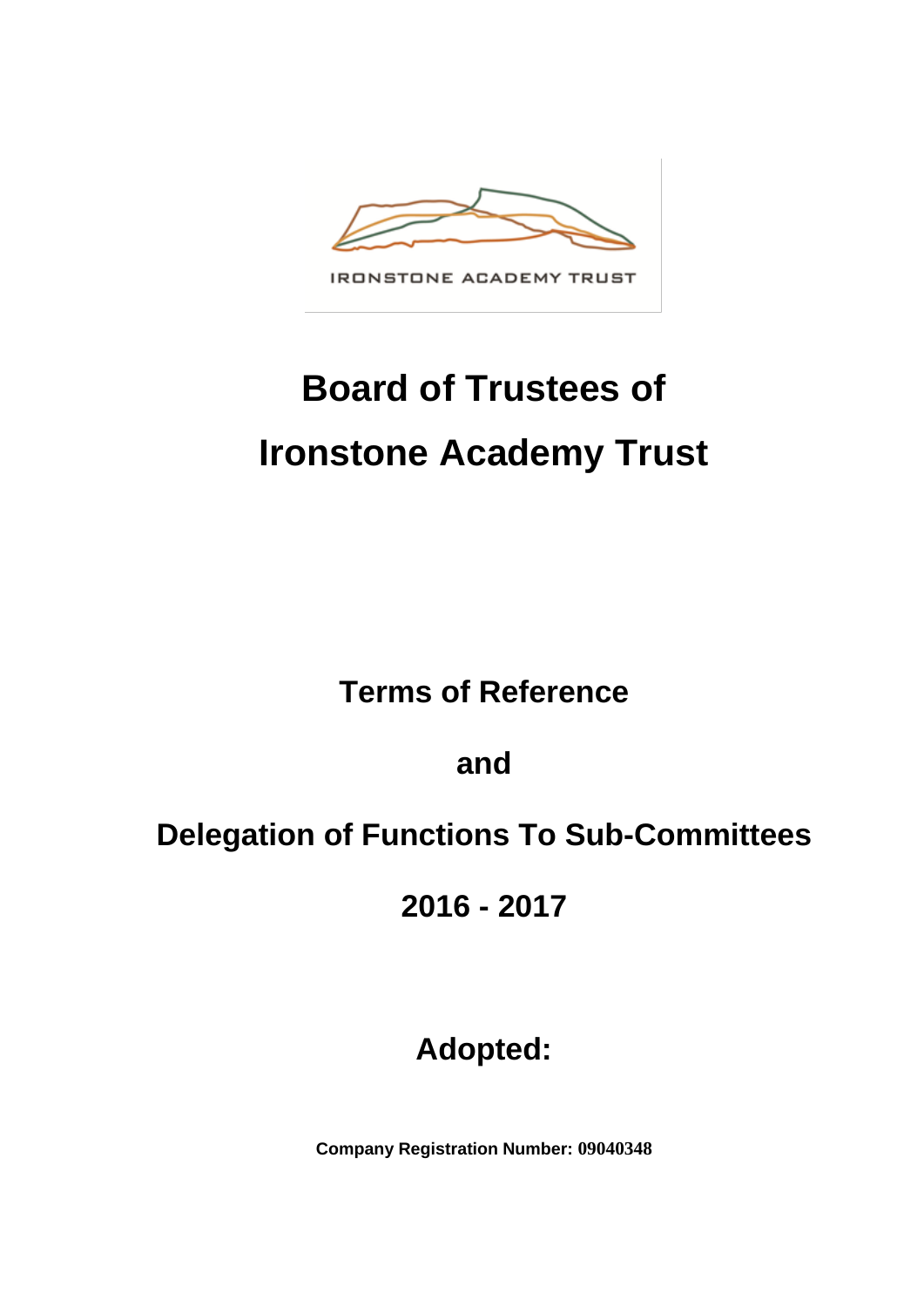IRONSTONE ACADEMY TRUST

# Board of Trustees of Ironstone Academy Trust

## Terms of Reference

## and

## Delegation of Functions To Sub-Committees

## 2016 - 2017

## Adopted:

**Company Registration Number: 09040348**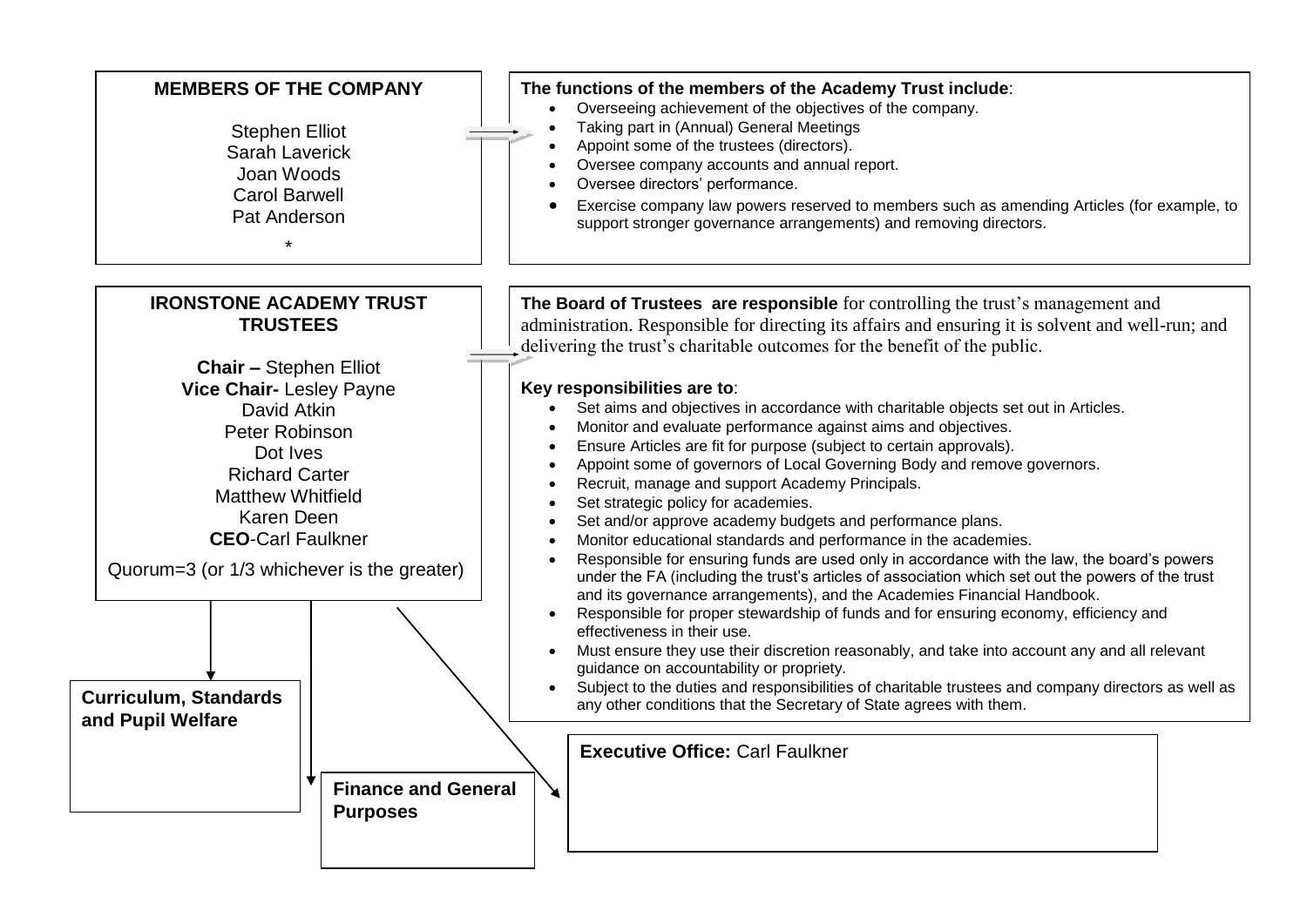**MEMBERS OF THE COMPANY**

Stephen Elliot
Sarah Laverick
Joan Woods
Carol Barwell
Pat Anderson

*

**The functions of the members of the Academy Trust include**:

- Overseeing achievement of the objectives of the company.
- Taking part in (Annual) General Meetings
- Appoint some of the trustees (directors).
- Oversee company accounts and annual report.
- Oversee directors' performance.
- Exercise company law powers reserved to members such as amending Articles (for example, to support stronger governance arrangements) and removing directors.

**IRONSTONE ACADEMY TRUST TRUSTEES**

**Chair –** Stephen Elliot
**Vice Chair-** Lesley Payne
David Atkin
Peter Robinson
Dot Ives
Richard Carter
Matthew Whitfield
Karen Deen
**CEO**-Carl Faulkner

Quorum=3 (or 1/3 whichever is the greater)

**The Board of Trustees are responsible** for controlling the trust's management and administration. Responsible for directing its affairs and ensuring it is solvent and well-run; and delivering the trust's charitable outcomes for the benefit of the public.

**Key responsibilities are to**:

- Set aims and objectives in accordance with charitable objects set out in Articles.
- Monitor and evaluate performance against aims and objectives.
- Ensure Articles are fit for purpose (subject to certain approvals).
- Appoint some of governors of Local Governing Body and remove governors.
- Recruit, manage and support Academy Principals.
- Set strategic policy for academies.
- Set and/or approve academy budgets and performance plans.
- Monitor educational standards and performance in the academies.
- Responsible for ensuring funds are used only in accordance with the law, the board's powers under the FA (including the trust's articles of association which set out the powers of the trust and its governance arrangements), and the Academies Financial Handbook.
- Responsible for proper stewardship of funds and for ensuring economy, efficiency and effectiveness in their use.
- Must ensure they use their discretion reasonably, and take into account any and all relevant guidance on accountability or propriety.
- Subject to the duties and responsibilities of charitable trustees and company directors as well as any other conditions that the Secretary of State agrees with them.

**Curriculum, Standards and Pupil Welfare**

**Finance and General Purposes**

**Executive Office:** Carl Faulkner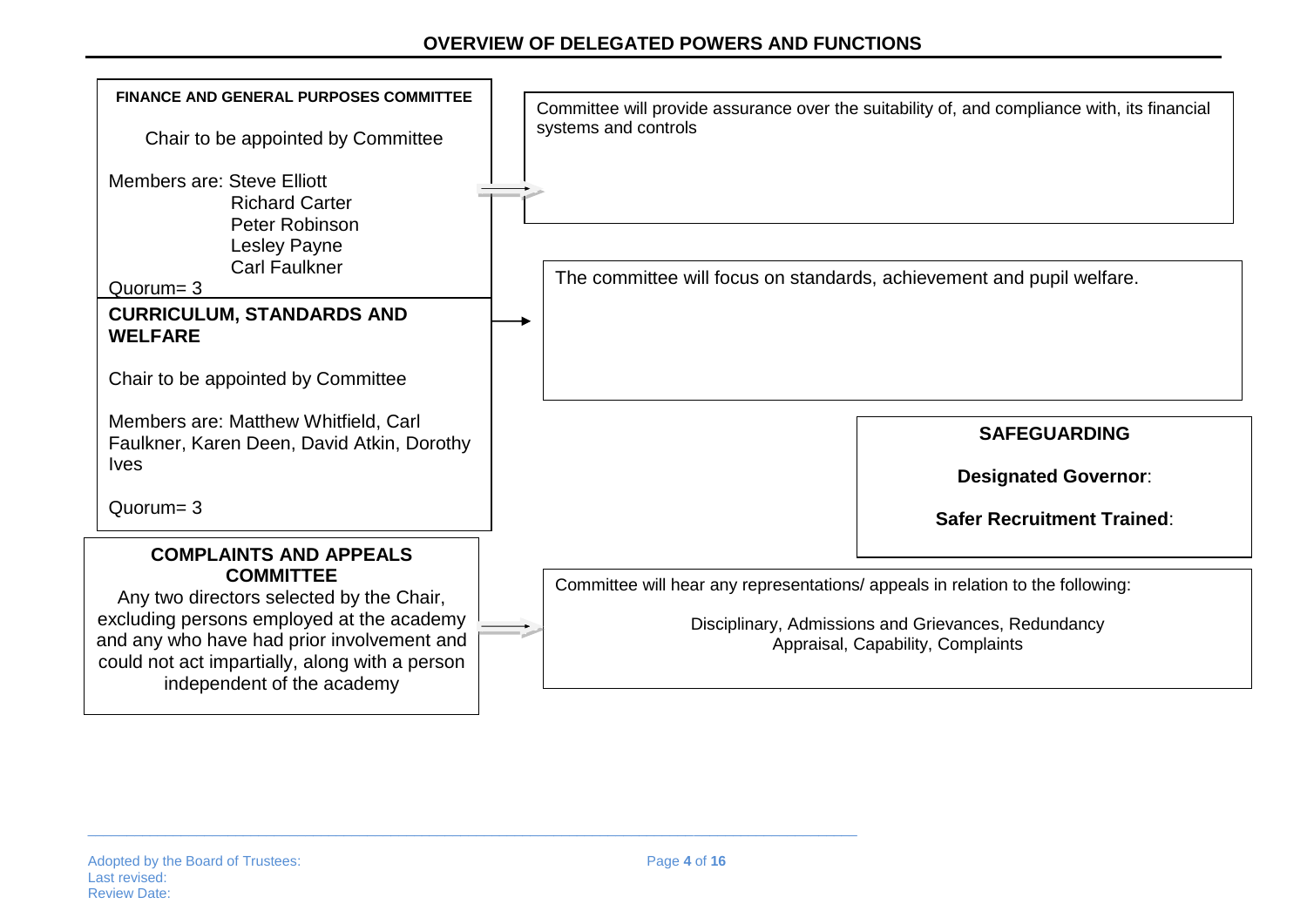## OVERVIEW OF DELEGATED POWERS AND FUNCTIONS

**FINANCE AND GENERAL PURPOSES COMMITTEE**

Chair to be appointed by Committee

Members are: Steve Elliott
Richard Carter
Peter Robinson
Lesley Payne
Carl Faulkner

Quorum= 3

Committee will provide assurance over the suitability of, and compliance with, its financial systems and controls

**CURRICULUM, STANDARDS AND WELFARE**

Chair to be appointed by Committee

Members are: Matthew Whitfield, Carl Faulkner, Karen Deen, David Atkin, Dorothy Ives

Quorum= 3

The committee will focus on standards, achievement and pupil welfare.

**SAFEGUARDING**

**Designated Governor**:

**Safer Recruitment Trained**:

**COMPLAINTS AND APPEALS COMMITTEE**

Any two directors selected by the Chair, excluding persons employed at the academy and any who have had prior involvement and could not act impartially, along with a person independent of the academy

Committee will hear any representations/ appeals in relation to the following:

Disciplinary, Admissions and Grievances, Redundancy
Appraisal, Capability, Complaints

Adopted by the Board of Trustees:
Last revised:
Review Date: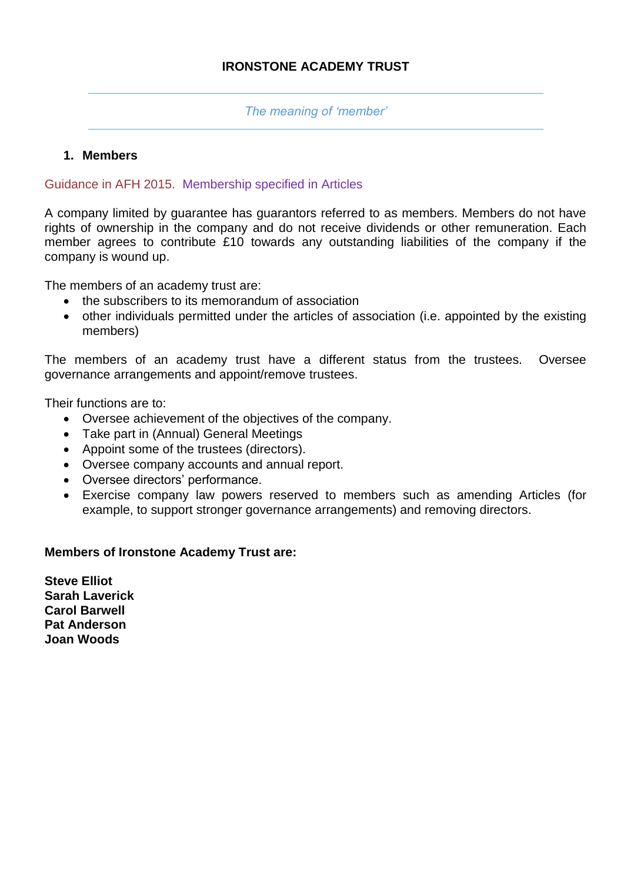**IRONSTONE ACADEMY TRUST**

*The meaning of 'member'*

## 1. Members

Guidance in AFH 2015. Membership specified in Articles

A company limited by guarantee has guarantors referred to as members. Members do not have rights of ownership in the company and do not receive dividends or other remuneration. Each member agrees to contribute £10 towards any outstanding liabilities of the company if the company is wound up.

The members of an academy trust are:

- the subscribers to its memorandum of association
- other individuals permitted under the articles of association (i.e. appointed by the existing members)

The members of an academy trust have a different status from the trustees. Oversee governance arrangements and appoint/remove trustees.

Their functions are to:

- Oversee achievement of the objectives of the company.
- Take part in (Annual) General Meetings
- Appoint some of the trustees (directors).
- Oversee company accounts and annual report.
- Oversee directors' performance.
- Exercise company law powers reserved to members such as amending Articles (for example, to support stronger governance arrangements) and removing directors.

**Members of Ironstone Academy Trust are:**

**Steve Elliot**
**Sarah Laverick**
**Carol Barwell**
**Pat Anderson**
**Joan Woods**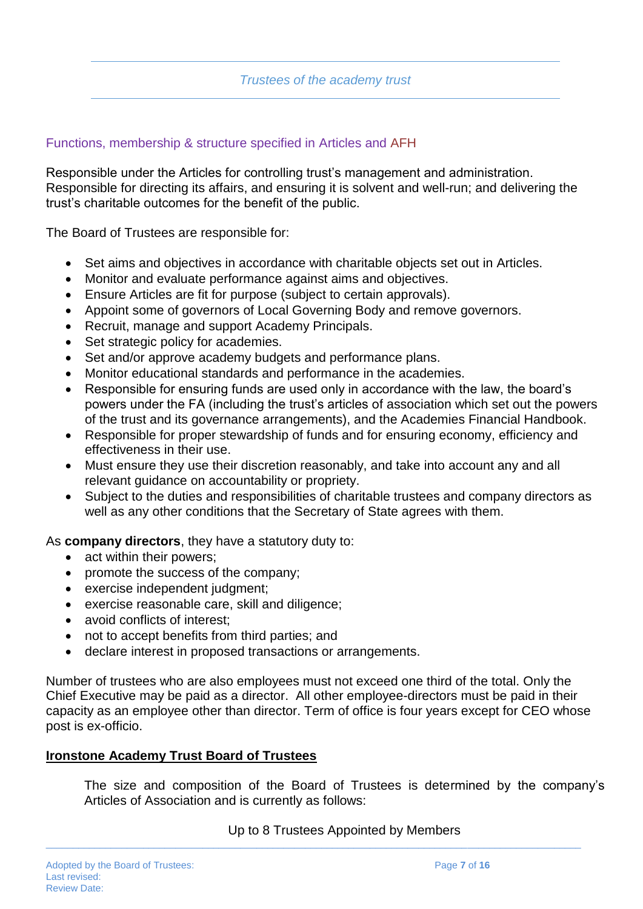## Trustees of the academy trust

### Functions, membership & structure specified in Articles and AFH

Responsible under the Articles for controlling trust's management and administration. Responsible for directing its affairs, and ensuring it is solvent and well-run; and delivering the trust's charitable outcomes for the benefit of the public.

The Board of Trustees are responsible for:

- Set aims and objectives in accordance with charitable objects set out in Articles.
- Monitor and evaluate performance against aims and objectives.
- Ensure Articles are fit for purpose (subject to certain approvals).
- Appoint some of governors of Local Governing Body and remove governors.
- Recruit, manage and support Academy Principals.
- Set strategic policy for academies.
- Set and/or approve academy budgets and performance plans.
- Monitor educational standards and performance in the academies.
- Responsible for ensuring funds are used only in accordance with the law, the board's powers under the FA (including the trust's articles of association which set out the powers of the trust and its governance arrangements), and the Academies Financial Handbook.
- Responsible for proper stewardship of funds and for ensuring economy, efficiency and effectiveness in their use.
- Must ensure they use their discretion reasonably, and take into account any and all relevant guidance on accountability or propriety.
- Subject to the duties and responsibilities of charitable trustees and company directors as well as any other conditions that the Secretary of State agrees with them.

As **company directors**, they have a statutory duty to:

- act within their powers;
- promote the success of the company;
- exercise independent judgment;
- exercise reasonable care, skill and diligence;
- avoid conflicts of interest;
- not to accept benefits from third parties; and
- declare interest in proposed transactions or arrangements.

Number of trustees who are also employees must not exceed one third of the total. Only the Chief Executive may be paid as a director. All other employee-directors must be paid in their capacity as an employee other than director. Term of office is four years except for CEO whose post is ex-officio.

**Ironstone Academy Trust Board of Trustees**

The size and composition of the Board of Trustees is determined by the company's Articles of Association and is currently as follows:

Up to 8 Trustees Appointed by Members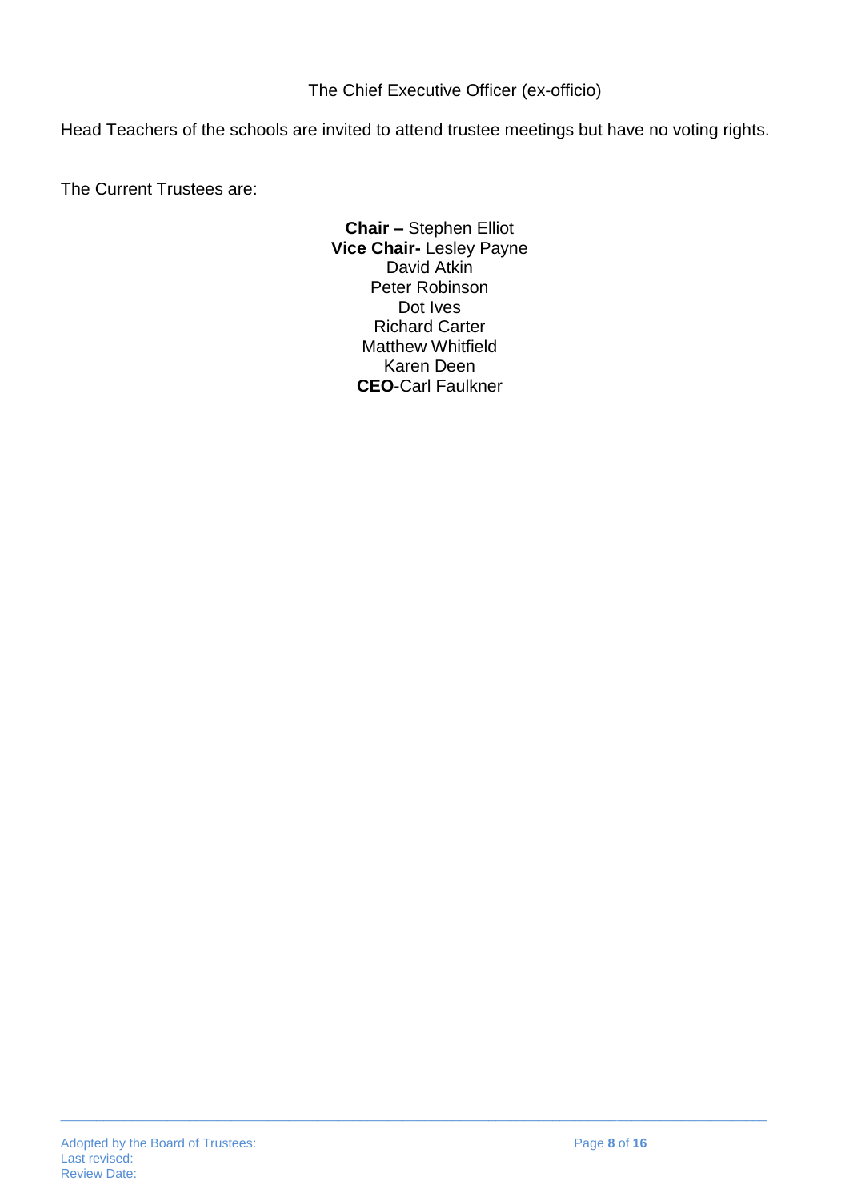The Chief Executive Officer (ex-officio)

Head Teachers of the schools are invited to attend trustee meetings but have no voting rights.

The Current Trustees are:

**Chair –** Stephen Elliot
**Vice Chair-** Lesley Payne
David Atkin
Peter Robinson
Dot Ives
Richard Carter
Matthew Whitfield
Karen Deen
**CEO**-Carl Faulkner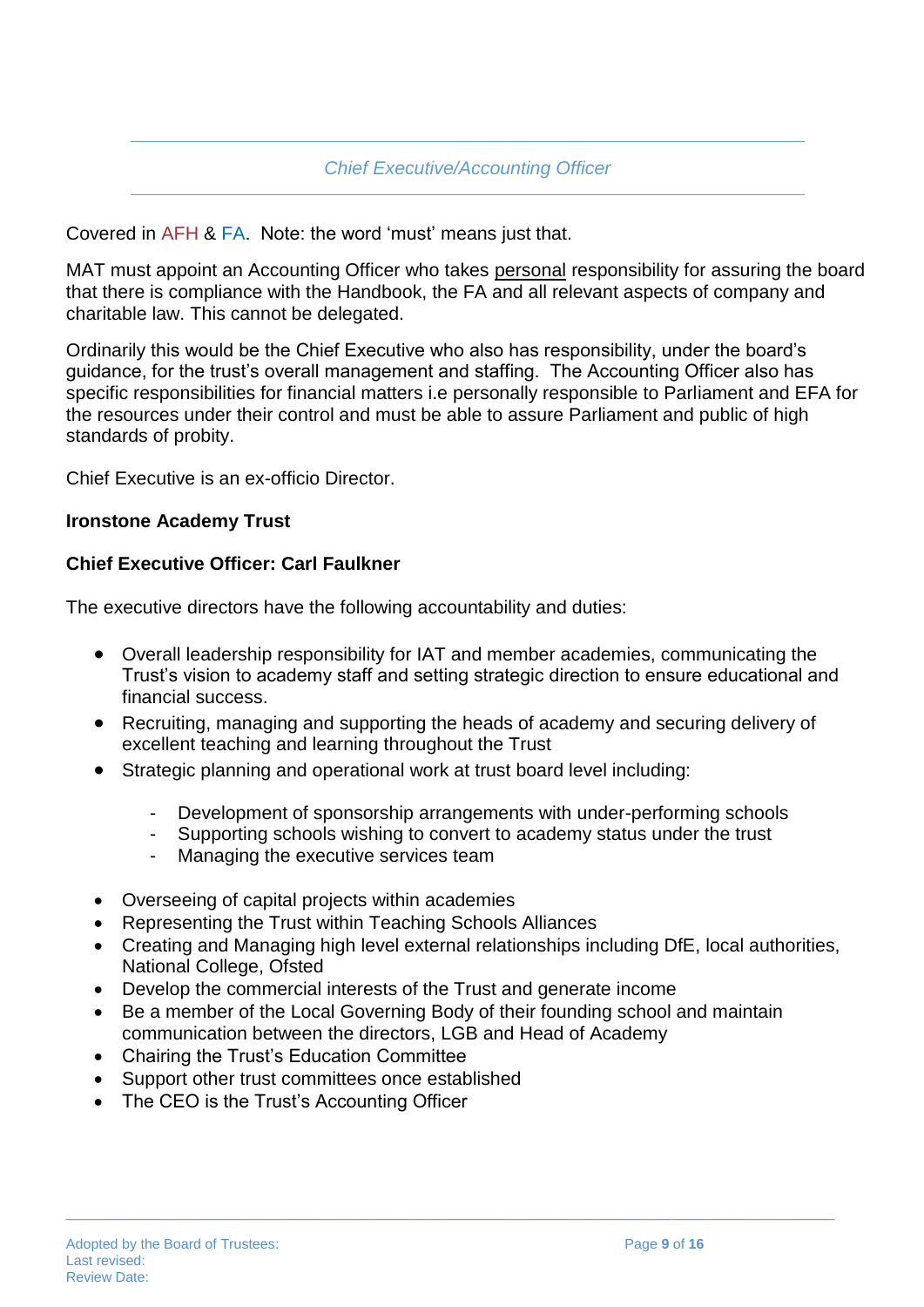## *Chief Executive/Accounting Officer*

Covered in AFH & FA. Note: the word 'must' means just that.

MAT must appoint an Accounting Officer who takes personal responsibility for assuring the board that there is compliance with the Handbook, the FA and all relevant aspects of company and charitable law. This cannot be delegated.

Ordinarily this would be the Chief Executive who also has responsibility, under the board's guidance, for the trust's overall management and staffing. The Accounting Officer also has specific responsibilities for financial matters i.e personally responsible to Parliament and EFA for the resources under their control and must be able to assure Parliament and public of high standards of probity.

Chief Executive is an ex-officio Director.

**Ironstone Academy Trust**

**Chief Executive Officer: Carl Faulkner**

The executive directors have the following accountability and duties:

- Overall leadership responsibility for IAT and member academies, communicating the Trust's vision to academy staff and setting strategic direction to ensure educational and financial success.
- Recruiting, managing and supporting the heads of academy and securing delivery of excellent teaching and learning throughout the Trust
- Strategic planning and operational work at trust board level including:
  - Development of sponsorship arrangements with under-performing schools
  - Supporting schools wishing to convert to academy status under the trust
  - Managing the executive services team
- Overseeing of capital projects within academies
- Representing the Trust within Teaching Schools Alliances
- Creating and Managing high level external relationships including DfE, local authorities, National College, Ofsted
- Develop the commercial interests of the Trust and generate income
- Be a member of the Local Governing Body of their founding school and maintain communication between the directors, LGB and Head of Academy
- Chairing the Trust's Education Committee
- Support other trust committees once established
- The CEO is the Trust's Accounting Officer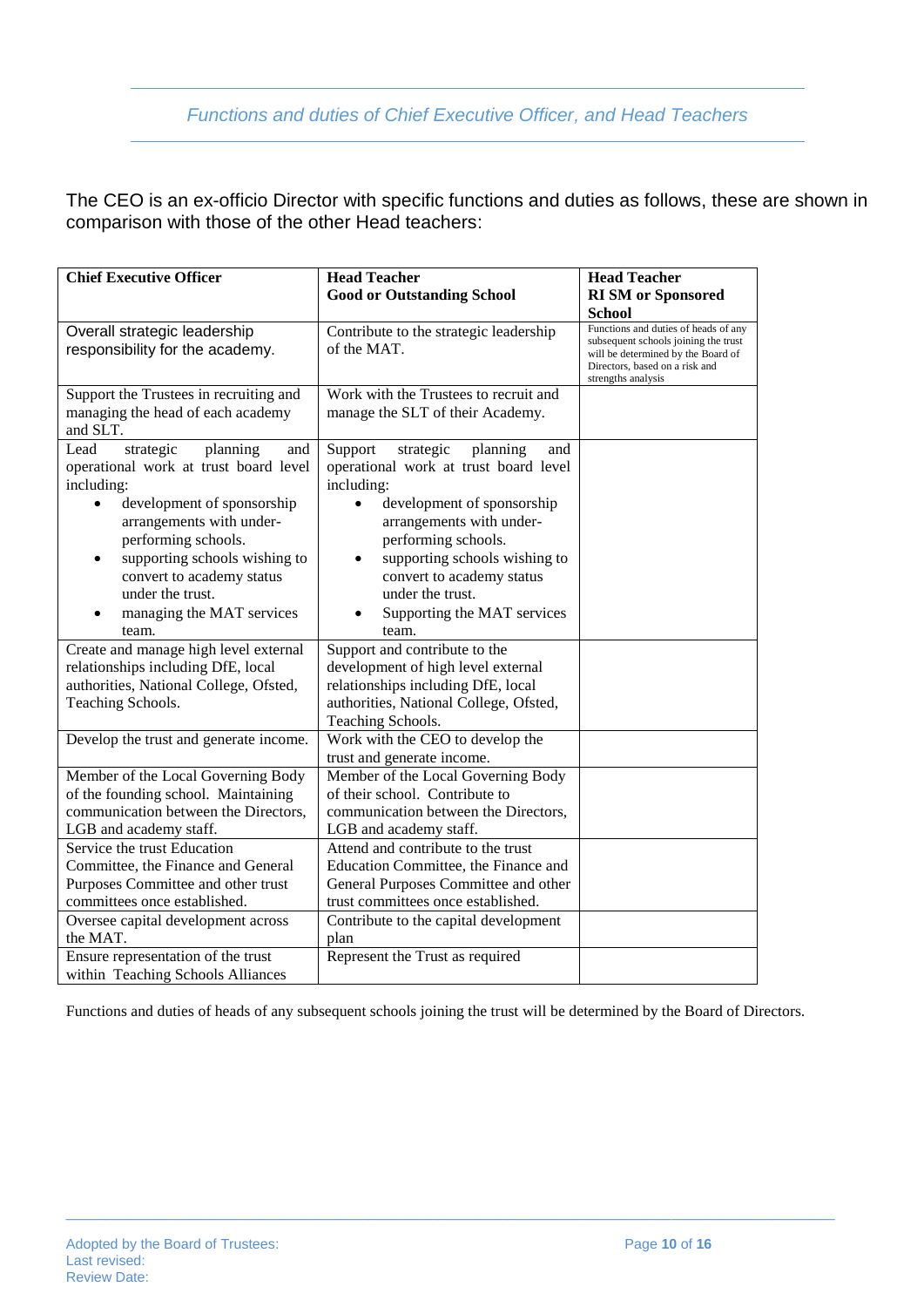## Functions and duties of Chief Executive Officer, and Head Teachers

The CEO is an ex-officio Director with specific functions and duties as follows, these are shown in comparison with those of the other Head teachers:

| **Chief Executive Officer** | **Head Teacher Good or Outstanding School** | **Head Teacher RI SM or Sponsored School** |
|---|---|---|
| Overall strategic leadership responsibility for the academy. | Contribute to the strategic leadership of the MAT. | Functions and duties of heads of any subsequent schools joining the trust will be determined by the Board of Directors, based on a risk and strengths analysis |
| Support the Trustees in recruiting and managing the head of each academy and SLT. | Work with the Trustees to recruit and manage the SLT of their Academy. | |
| Lead strategic planning and operational work at trust board level including:<br>• development of sponsorship arrangements with under-performing schools.<br>• supporting schools wishing to convert to academy status under the trust.<br>• managing the MAT services team. | Support strategic planning and operational work at trust board level including:<br>• development of sponsorship arrangements with under-performing schools.<br>• supporting schools wishing to convert to academy status under the trust.<br>• Supporting the MAT services team. | |
| Create and manage high level external relationships including DfE, local authorities, National College, Ofsted, Teaching Schools. | Support and contribute to the development of high level external relationships including DfE, local authorities, National College, Ofsted, Teaching Schools. | |
| Develop the trust and generate income. | Work with the CEO to develop the trust and generate income. | |
| Member of the Local Governing Body of the founding school. Maintaining communication between the Directors, LGB and academy staff. | Member of the Local Governing Body of their school. Contribute to communication between the Directors, LGB and academy staff. | |
| Service the trust Education Committee, the Finance and General Purposes Committee and other trust committees once established. | Attend and contribute to the trust Education Committee, the Finance and General Purposes Committee and other trust committees once established. | |
| Oversee capital development across the MAT. | Contribute to the capital development plan | |
| Ensure representation of the trust within Teaching Schools Alliances | Represent the Trust as required | |

Functions and duties of heads of any subsequent schools joining the trust will be determined by the Board of Directors.

Adopted by the Board of Trustees:
Last revised:
Review Date: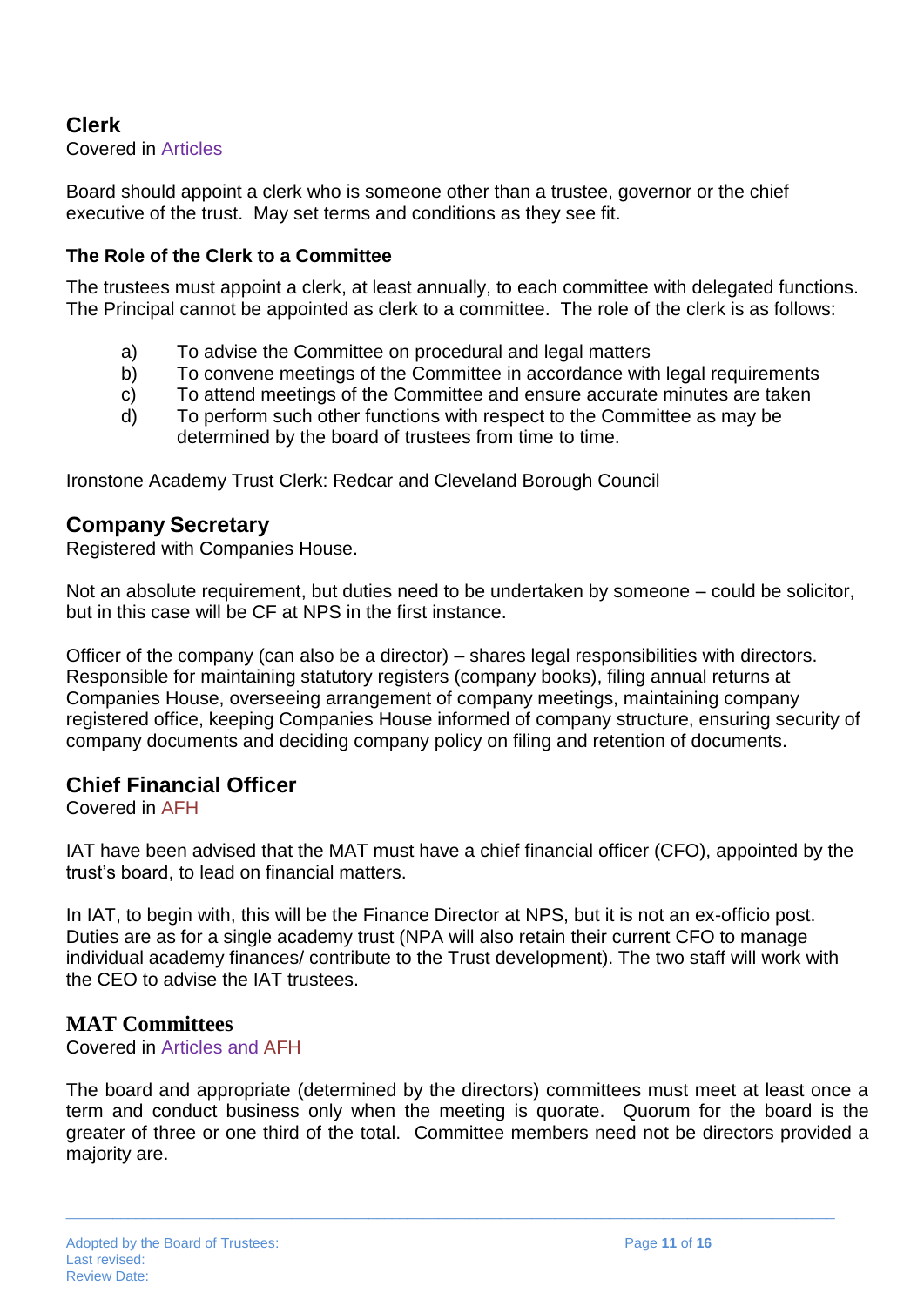## Clerk

Covered in Articles

Board should appoint a clerk who is someone other than a trustee, governor or the chief executive of the trust. May set terms and conditions as they see fit.

### The Role of the Clerk to a Committee

The trustees must appoint a clerk, at least annually, to each committee with delegated functions. The Principal cannot be appointed as clerk to a committee. The role of the clerk is as follows:

- a) To advise the Committee on procedural and legal matters
- b) To convene meetings of the Committee in accordance with legal requirements
- c) To attend meetings of the Committee and ensure accurate minutes are taken
- d) To perform such other functions with respect to the Committee as may be determined by the board of trustees from time to time.

Ironstone Academy Trust Clerk: Redcar and Cleveland Borough Council

## Company Secretary

Registered with Companies House.

Not an absolute requirement, but duties need to be undertaken by someone – could be solicitor, but in this case will be CF at NPS in the first instance.

Officer of the company (can also be a director) – shares legal responsibilities with directors. Responsible for maintaining statutory registers (company books), filing annual returns at Companies House, overseeing arrangement of company meetings, maintaining company registered office, keeping Companies House informed of company structure, ensuring security of company documents and deciding company policy on filing and retention of documents.

## Chief Financial Officer

Covered in AFH

IAT have been advised that the MAT must have a chief financial officer (CFO), appointed by the trust's board, to lead on financial matters.

In IAT, to begin with, this will be the Finance Director at NPS, but it is not an ex-officio post. Duties are as for a single academy trust (NPA will also retain their current CFO to manage individual academy finances/ contribute to the Trust development). The two staff will work with the CEO to advise the IAT trustees.

## MAT Committees

Covered in Articles and AFH

The board and appropriate (determined by the directors) committees must meet at least once a term and conduct business only when the meeting is quorate. Quorum for the board is the greater of three or one third of the total. Committee members need not be directors provided a majority are.

Adopted by the Board of Trustees:
Last revised:
Review Date: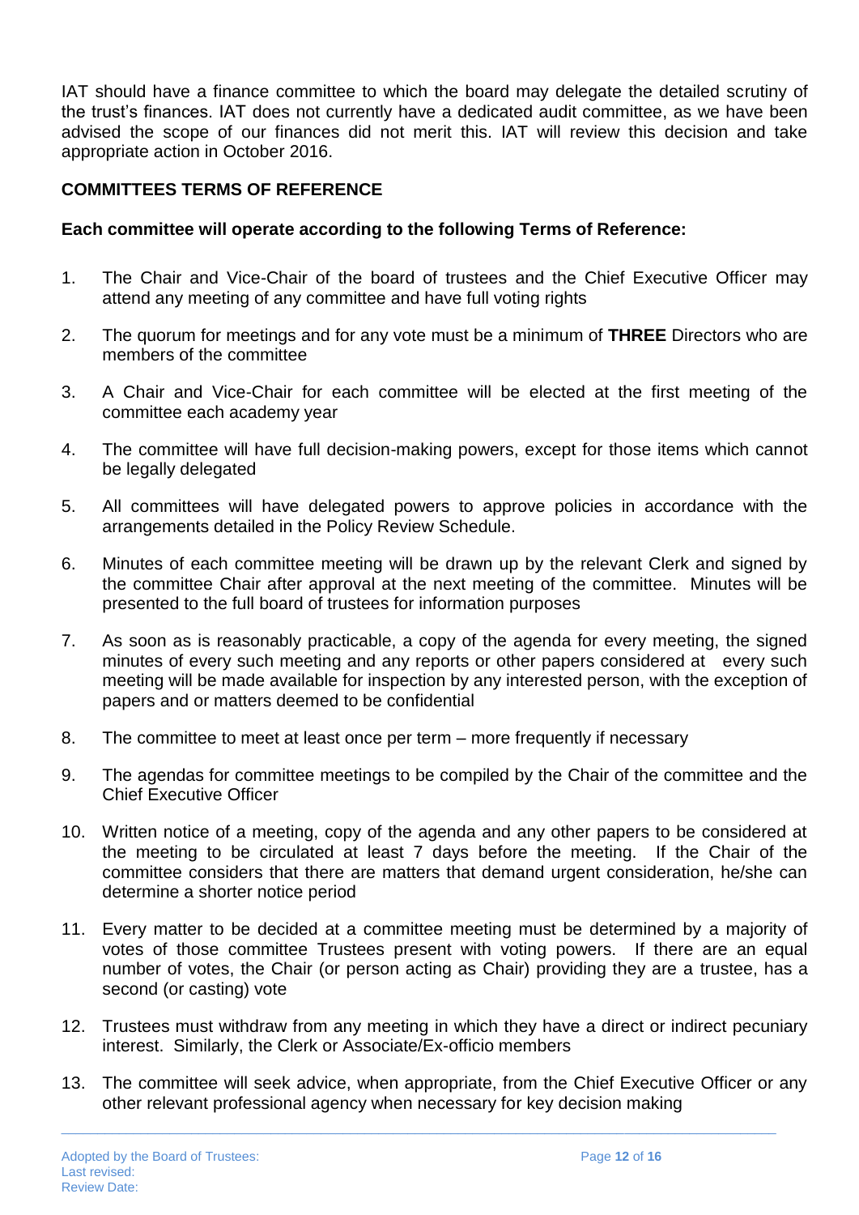IAT should have a finance committee to which the board may delegate the detailed scrutiny of the trust's finances. IAT does not currently have a dedicated audit committee, as we have been advised the scope of our finances did not merit this. IAT will review this decision and take appropriate action in October 2016.

**COMMITTEES TERMS OF REFERENCE**

**Each committee will operate according to the following Terms of Reference:**

1. The Chair and Vice-Chair of the board of trustees and the Chief Executive Officer may attend any meeting of any committee and have full voting rights
2. The quorum for meetings and for any vote must be a minimum of **THREE** Directors who are members of the committee
3. A Chair and Vice-Chair for each committee will be elected at the first meeting of the committee each academy year
4. The committee will have full decision-making powers, except for those items which cannot be legally delegated
5. All committees will have delegated powers to approve policies in accordance with the arrangements detailed in the Policy Review Schedule.
6. Minutes of each committee meeting will be drawn up by the relevant Clerk and signed by the committee Chair after approval at the next meeting of the committee. Minutes will be presented to the full board of trustees for information purposes
7. As soon as is reasonably practicable, a copy of the agenda for every meeting, the signed minutes of every such meeting and any reports or other papers considered at every such meeting will be made available for inspection by any interested person, with the exception of papers and or matters deemed to be confidential
8. The committee to meet at least once per term – more frequently if necessary
9. The agendas for committee meetings to be compiled by the Chair of the committee and the Chief Executive Officer
10. Written notice of a meeting, copy of the agenda and any other papers to be considered at the meeting to be circulated at least 7 days before the meeting. If the Chair of the committee considers that there are matters that demand urgent consideration, he/she can determine a shorter notice period
11. Every matter to be decided at a committee meeting must be determined by a majority of votes of those committee Trustees present with voting powers. If there are an equal number of votes, the Chair (or person acting as Chair) providing they are a trustee, has a second (or casting) vote
12. Trustees must withdraw from any meeting in which they have a direct or indirect pecuniary interest. Similarly, the Clerk or Associate/Ex-officio members
13. The committee will seek advice, when appropriate, from the Chief Executive Officer or any other relevant professional agency when necessary for key decision making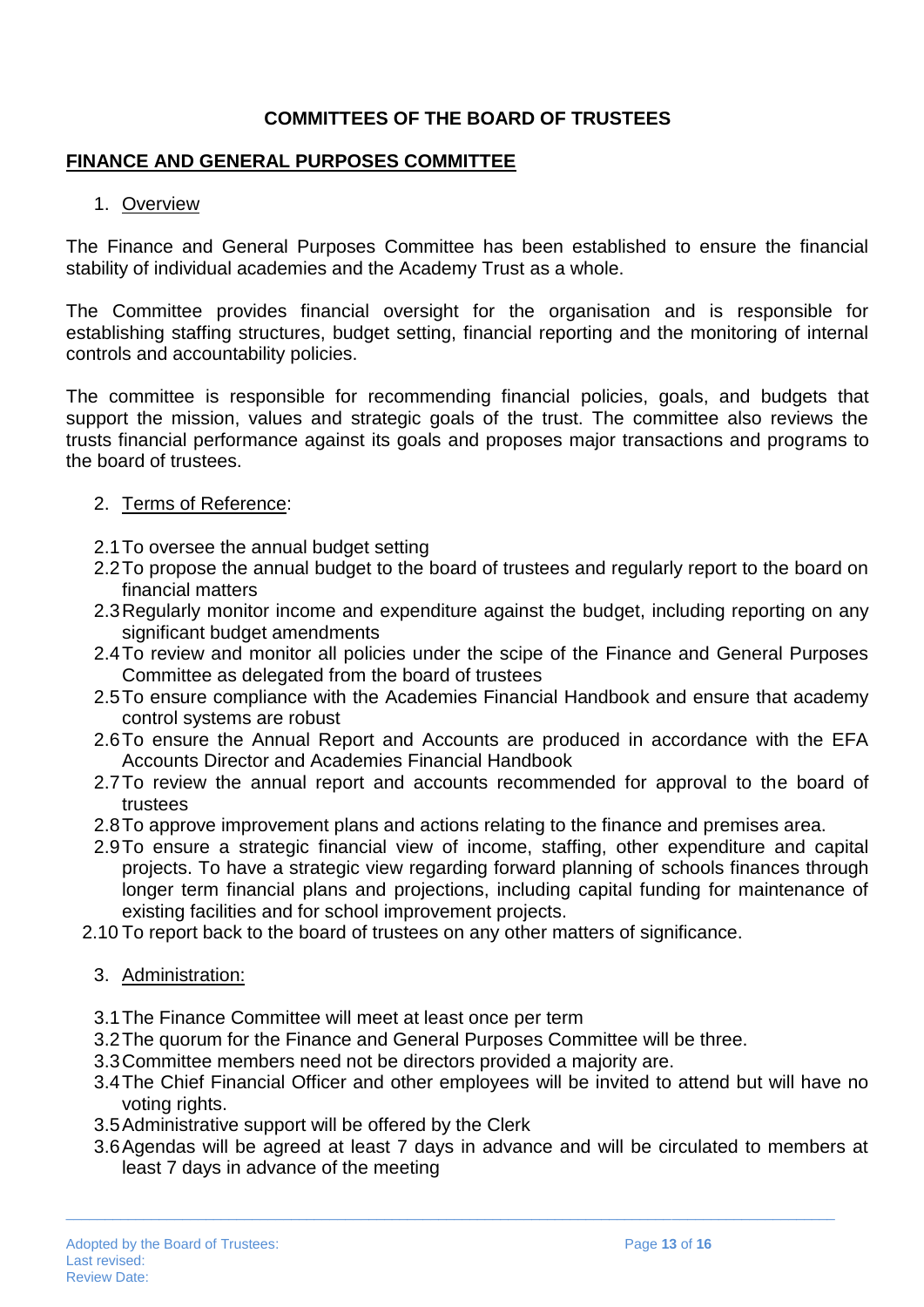# COMMITTEES OF THE BOARD OF TRUSTEES

## FINANCE AND GENERAL PURPOSES COMMITTEE

### 1. Overview

The Finance and General Purposes Committee has been established to ensure the financial stability of individual academies and the Academy Trust as a whole.

The Committee provides financial oversight for the organisation and is responsible for establishing staffing structures, budget setting, financial reporting and the monitoring of internal controls and accountability policies.

The committee is responsible for recommending financial policies, goals, and budgets that support the mission, values and strategic goals of the trust. The committee also reviews the trusts financial performance against its goals and proposes major transactions and programs to the board of trustees.

### 2. Terms of Reference:

- 2.1 To oversee the annual budget setting
- 2.2 To propose the annual budget to the board of trustees and regularly report to the board on financial matters
- 2.3 Regularly monitor income and expenditure against the budget, including reporting on any significant budget amendments
- 2.4 To review and monitor all policies under the scipe of the Finance and General Purposes Committee as delegated from the board of trustees
- 2.5 To ensure compliance with the Academies Financial Handbook and ensure that academy control systems are robust
- 2.6 To ensure the Annual Report and Accounts are produced in accordance with the EFA Accounts Director and Academies Financial Handbook
- 2.7 To review the annual report and accounts recommended for approval to the board of trustees
- 2.8 To approve improvement plans and actions relating to the finance and premises area.
- 2.9 To ensure a strategic financial view of income, staffing, other expenditure and capital projects. To have a strategic view regarding forward planning of schools finances through longer term financial plans and projections, including capital funding for maintenance of existing facilities and for school improvement projects.
- 2.10 To report back to the board of trustees on any other matters of significance.

### 3. Administration:

- 3.1 The Finance Committee will meet at least once per term
- 3.2 The quorum for the Finance and General Purposes Committee will be three.
- 3.3 Committee members need not be directors provided a majority are.
- 3.4 The Chief Financial Officer and other employees will be invited to attend but will have no voting rights.
- 3.5 Administrative support will be offered by the Clerk
- 3.6 Agendas will be agreed at least 7 days in advance and will be circulated to members at least 7 days in advance of the meeting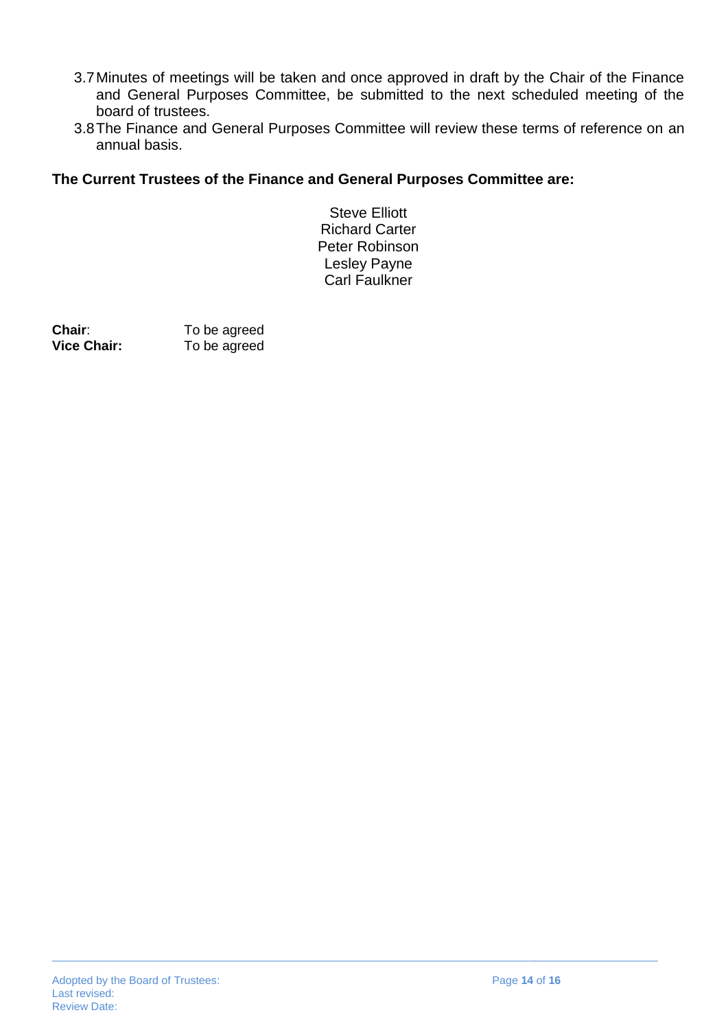3.7 Minutes of meetings will be taken and once approved in draft by the Chair of the Finance and General Purposes Committee, be submitted to the next scheduled meeting of the board of trustees.

3.8 The Finance and General Purposes Committee will review these terms of reference on an annual basis.

**The Current Trustees of the Finance and General Purposes Committee are:**

Steve Elliott
Richard Carter
Peter Robinson
Lesley Payne
Carl Faulkner

**Chair**: To be agreed
**Vice Chair:** To be agreed

Adopted by the Board of Trustees:
Last revised:
Review Date: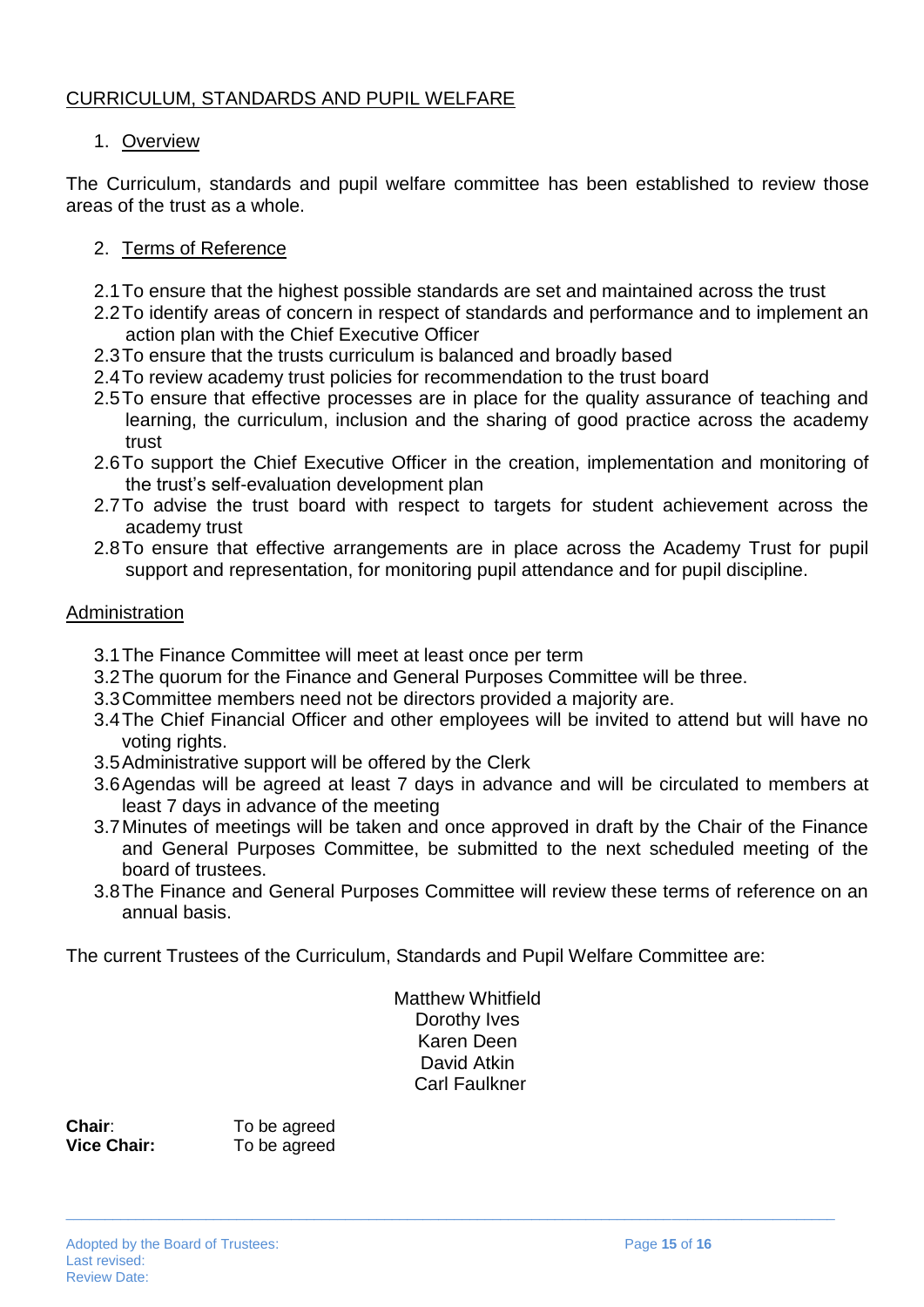## CURRICULUM, STANDARDS AND PUPIL WELFARE

1. Overview

The Curriculum, standards and pupil welfare committee has been established to review those areas of the trust as a whole.

2. Terms of Reference

2.1 To ensure that the highest possible standards are set and maintained across the trust

2.2 To identify areas of concern in respect of standards and performance and to implement an action plan with the Chief Executive Officer

2.3 To ensure that the trusts curriculum is balanced and broadly based

2.4 To review academy trust policies for recommendation to the trust board

2.5 To ensure that effective processes are in place for the quality assurance of teaching and learning, the curriculum, inclusion and the sharing of good practice across the academy trust

2.6 To support the Chief Executive Officer in the creation, implementation and monitoring of the trust's self-evaluation development plan

2.7 To advise the trust board with respect to targets for student achievement across the academy trust

2.8 To ensure that effective arrangements are in place across the Academy Trust for pupil support and representation, for monitoring pupil attendance and for pupil discipline.

### Administration

3.1 The Finance Committee will meet at least once per term

3.2 The quorum for the Finance and General Purposes Committee will be three.

3.3 Committee members need not be directors provided a majority are.

3.4 The Chief Financial Officer and other employees will be invited to attend but will have no voting rights.

3.5 Administrative support will be offered by the Clerk

3.6 Agendas will be agreed at least 7 days in advance and will be circulated to members at least 7 days in advance of the meeting

3.7 Minutes of meetings will be taken and once approved in draft by the Chair of the Finance and General Purposes Committee, be submitted to the next scheduled meeting of the board of trustees.

3.8 The Finance and General Purposes Committee will review these terms of reference on an annual basis.

The current Trustees of the Curriculum, Standards and Pupil Welfare Committee are:

Matthew Whitfield
Dorothy Ives
Karen Deen
David Atkin
Carl Faulkner

**Chair**: To be agreed
**Vice Chair:** To be agreed

Adopted by the Board of Trustees:
Last revised:
Review Date: